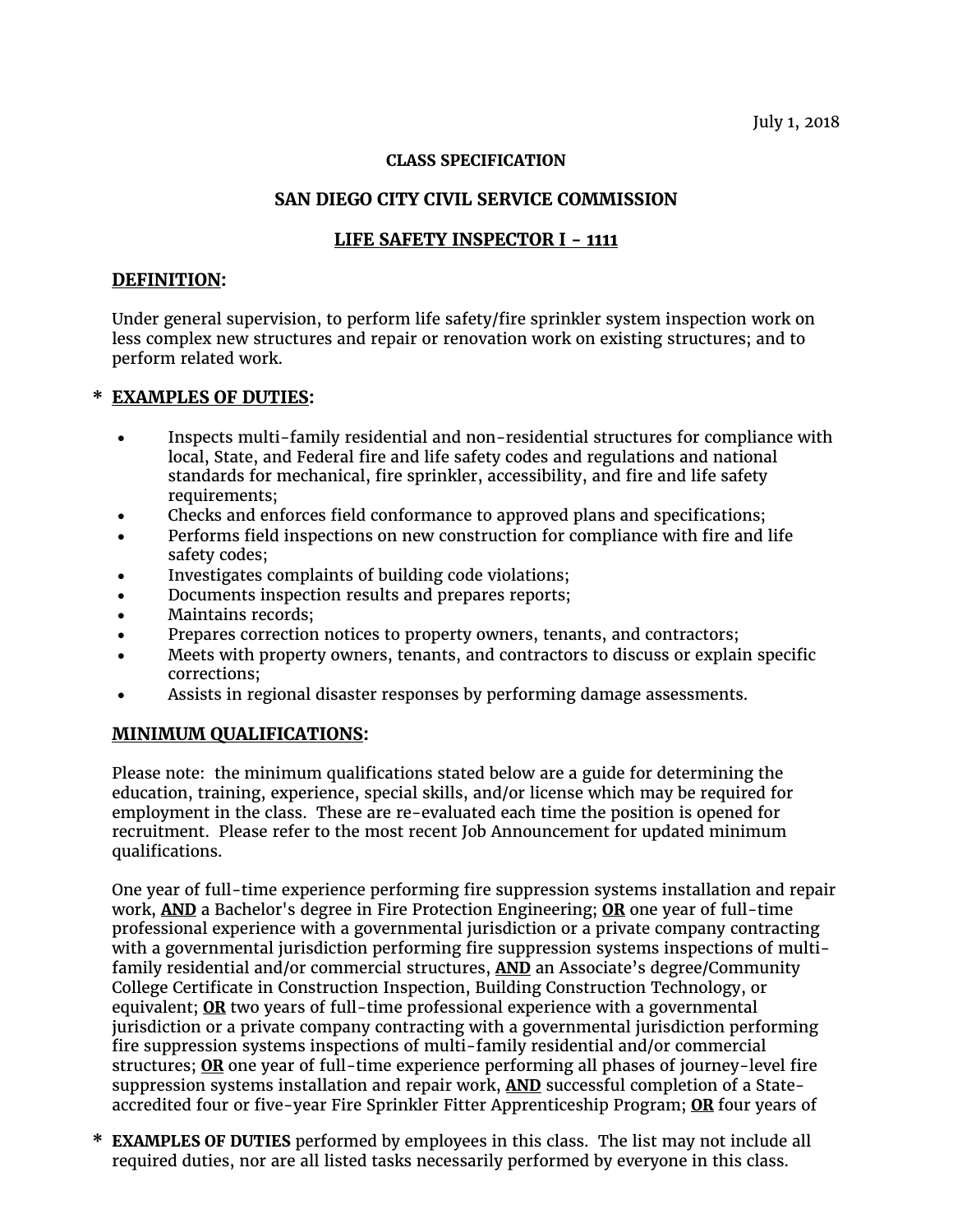July 1, 2018

**CLASS SPECIFICATION**

**SAN DIEGO CITY CIVIL SERVICE COMMISSION**

**LIFE SAFETY INSPECTOR I - 1111**

**DEFINITION:**

Under general supervision, to perform life safety/fire sprinkler system inspection work on less complex new structures and repair or renovation work on existing structures; and to perform related work.

**\* EXAMPLES OF DUTIES:**

- Inspects multi-family residential and non-residential structures for compliance with local, State, and Federal fire and life safety codes and regulations and national standards for mechanical, fire sprinkler, accessibility, and fire and life safety requirements;
- Checks and enforces field conformance to approved plans and specifications;
- Performs field inspections on new construction for compliance with fire and life safety codes;
- Investigates complaints of building code violations;
- Documents inspection results and prepares reports;
- Maintains records;
- Prepares correction notices to property owners, tenants, and contractors;
- Meets with property owners, tenants, and contractors to discuss or explain specific corrections;
- Assists in regional disaster responses by performing damage assessments.

**MINIMUM QUALIFICATIONS:**

Please note: the minimum qualifications stated below are a guide for determining the education, training, experience, special skills, and/or license which may be required for employment in the class. These are re-evaluated each time the position is opened for recruitment. Please refer to the most recent Job Announcement for updated minimum qualifications.

One year of full-time experience performing fire suppression systems installation and repair work, **AND** a Bachelor's degree in Fire Protection Engineering; **OR** one year of full-time professional experience with a governmental jurisdiction or a private company contracting with a governmental jurisdiction performing fire suppression systems inspections of multi-family residential and/or commercial structures, **AND** an Associate's degree/Community College Certificate in Construction Inspection, Building Construction Technology, or equivalent; **OR** two years of full-time professional experience with a governmental jurisdiction or a private company contracting with a governmental jurisdiction performing fire suppression systems inspections of multi-family residential and/or commercial structures; **OR** one year of full-time experience performing all phases of journey-level fire suppression systems installation and repair work, **AND** successful completion of a State-accredited four or five-year Fire Sprinkler Fitter Apprenticeship Program; **OR** four years of

**\* EXAMPLES OF DUTIES** performed by employees in this class. The list may not include all required duties, nor are all listed tasks necessarily performed by everyone in this class.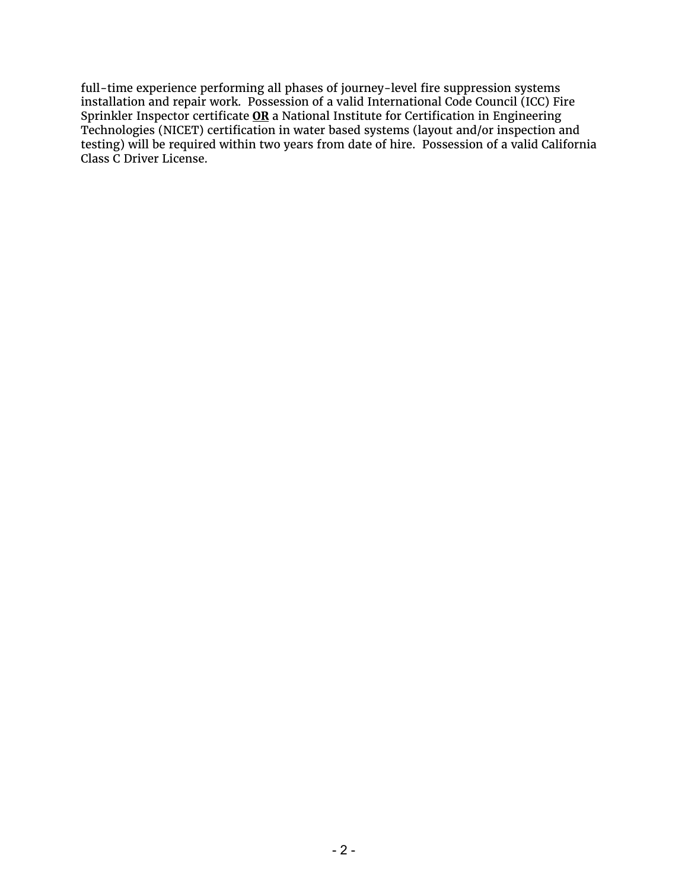full-time experience performing all phases of journey-level fire suppression systems installation and repair work. Possession of a valid International Code Council (ICC) Fire Sprinkler Inspector certificate **OR** a National Institute for Certification in Engineering Technologies (NICET) certification in water based systems (layout and/or inspection and testing) will be required within two years from date of hire. Possession of a valid California Class C Driver License.